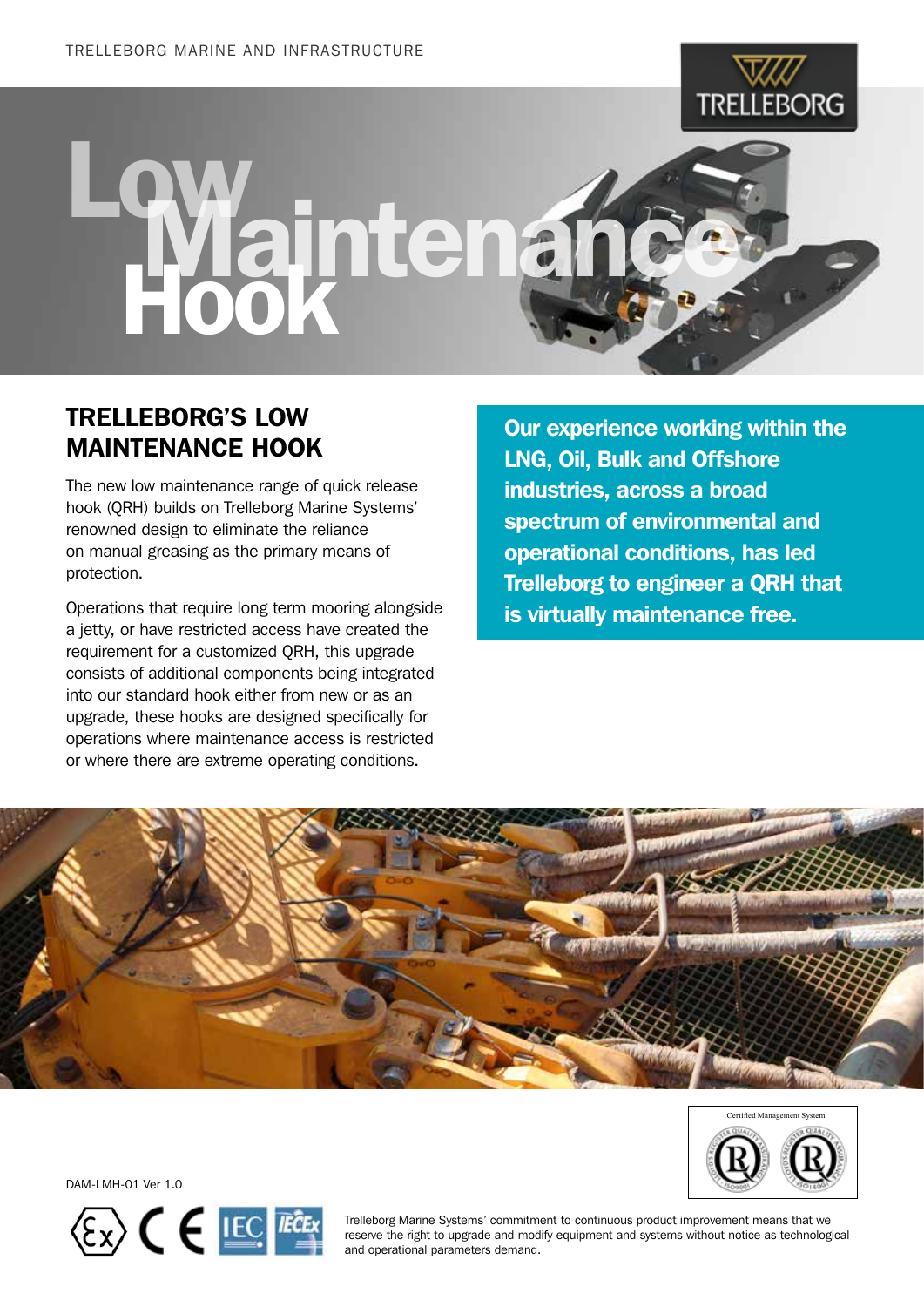# Low Maintenance Hook

## TRELLEBORG'S LOW MAINTENANCE HOOK

The new low maintenance range of quick release hook (QRH) builds on Trelleborg Marine Systems' renowned design to eliminate the reliance on manual greasing as the primary means of protection.

Operations that require long term mooring alongside a jetty, or have restricted access have created the requirement for a customized QRH, this upgrade consists of additional components being integrated into our standard hook either from new or as an upgrade, these hooks are designed specifically for operations where maintenance access is restricted or where there are extreme operating conditions.

**Our experience working within the LNG, Oil, Bulk and Offshore industries, across a broad spectrum of environmental and operational conditions, has led Trelleborg to engineer a QRH that is virtually maintenance free.**

Certified Management System

DAM-LMH-01 Ver 1.0

Trelleborg Marine Systems' commitment to continuous product improvement means that we reserve the right to upgrade and modify equipment and systems without notice as technological and operational parameters demand.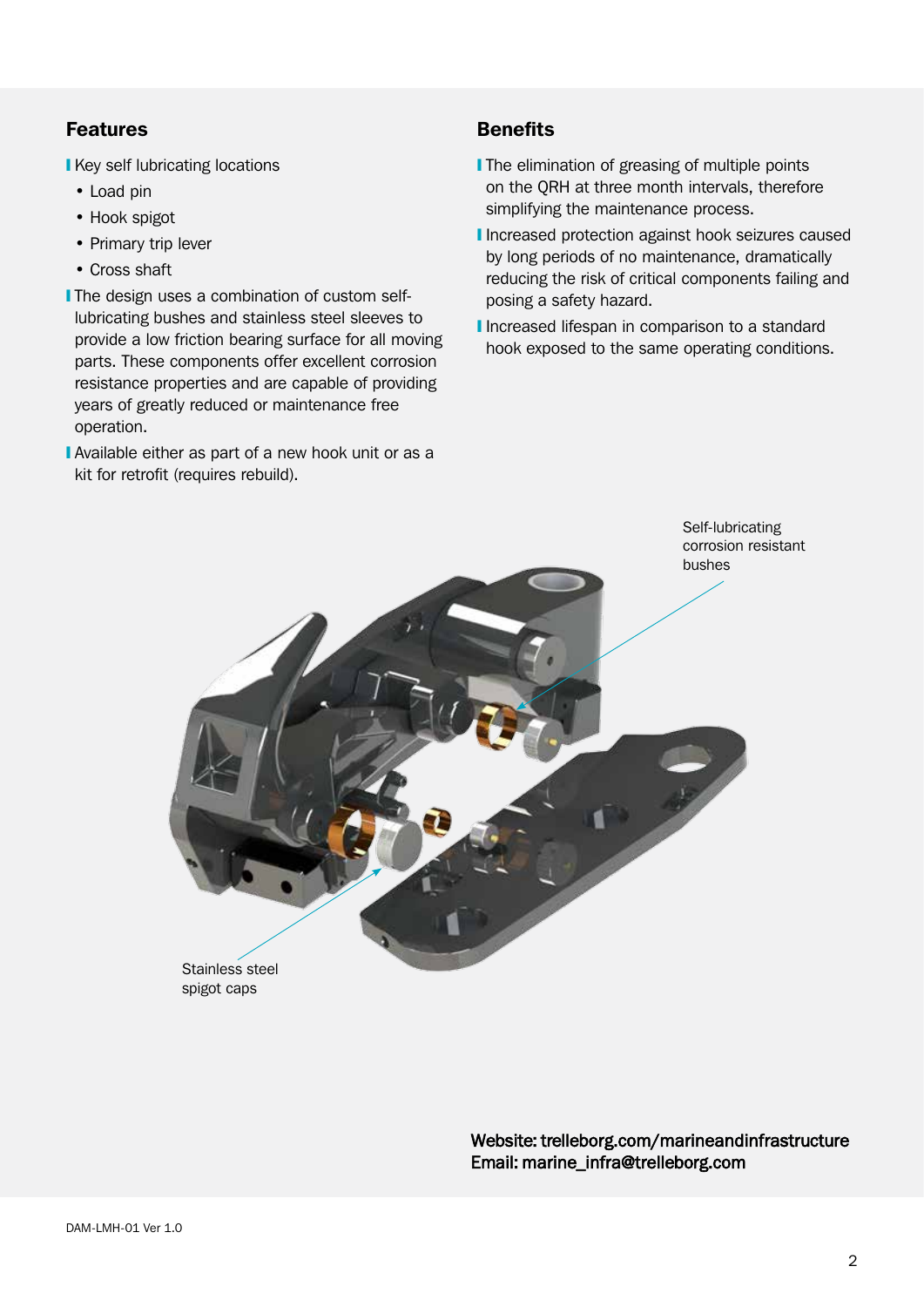## Features

- Key self lubricating locations
  - Load pin
  - Hook spigot
  - Primary trip lever
  - Cross shaft
- The design uses a combination of custom self-lubricating bushes and stainless steel sleeves to provide a low friction bearing surface for all moving parts. These components offer excellent corrosion resistance properties and are capable of providing years of greatly reduced or maintenance free operation.
- Available either as part of a new hook unit or as a kit for retrofit (requires rebuild).

## Benefits

- The elimination of greasing of multiple points on the QRH at three month intervals, therefore simplifying the maintenance process.
- Increased protection against hook seizures caused by long periods of no maintenance, dramatically reducing the risk of critical components failing and posing a safety hazard.
- Increased lifespan in comparison to a standard hook exposed to the same operating conditions.

Self-lubricating corrosion resistant bushes

Stainless steel spigot caps

**Website: trelleborg.com/marineandinfrastructure**
**Email: marine_infra@trelleborg.com**

DAM-LMH-01 Ver 1.0